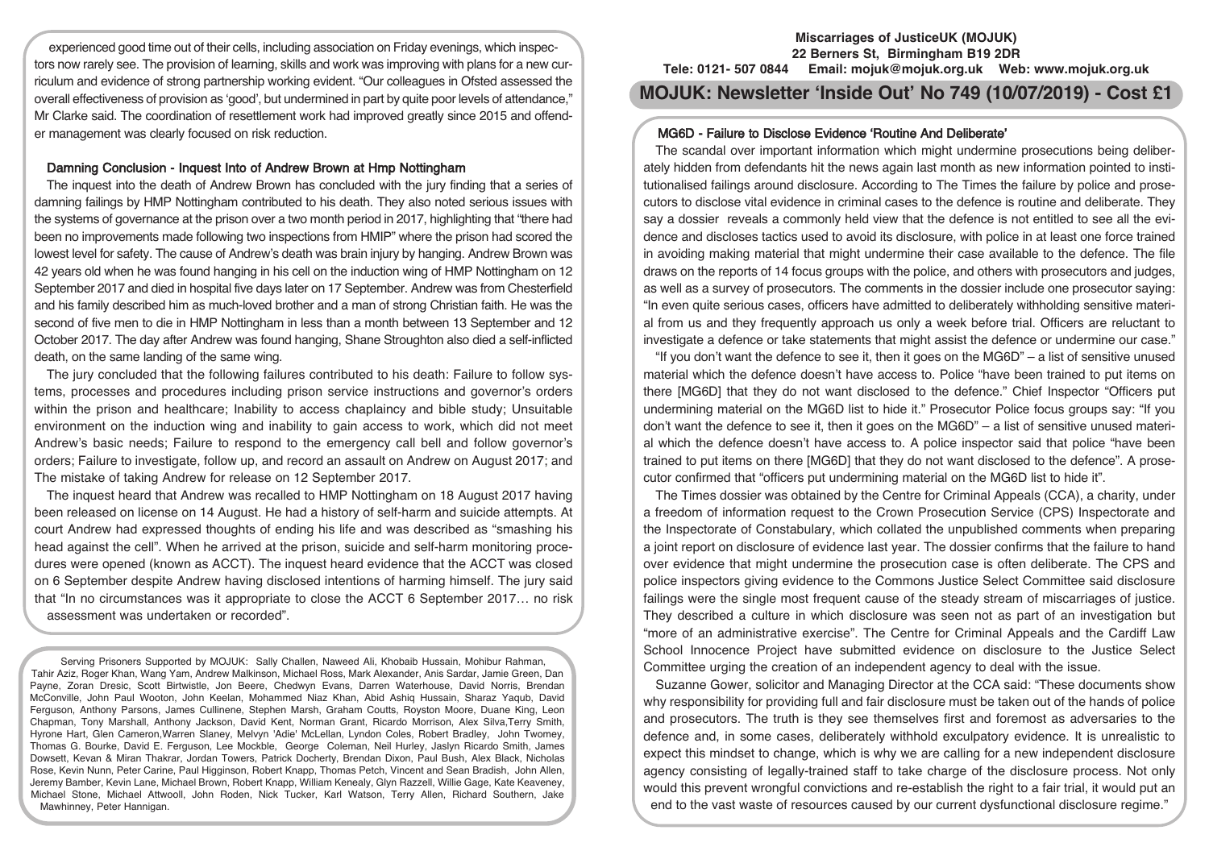experienced good time out of their cells, including association on Friday evenings, which inspectors now rarely see. The provision of learning, skills and work was improving with plans for a new curriculum and evidence of strong partnership working evident. "Our colleagues in Ofsted assessed the overall effectiveness of provision as 'good', but undermined in part by quite poor levels of attendance," Mr Clarke said. The coordination of resettlement work had improved greatly since 2015 and offender management was clearly focused on risk reduction.

### Damning Conclusion - Inquest Into of Andrew Brown at Hmp Nottingham

The inquest into the death of Andrew Brown has concluded with the jury finding that a series of damning failings by HMP Nottingham contributed to his death. They also noted serious issues with the systems of governance at the prison over a two month period in 2017, highlighting that "there had been no improvements made following two inspections from HMIP" where the prison had scored the lowest level for safety. The cause of Andrew's death was brain injury by hanging. Andrew Brown was 42 years old when he was found hanging in his cell on the induction wing of HMP Nottingham on 12 September 2017 and died in hospital five days later on 17 September. Andrew was from Chesterfield and his family described him as much-loved brother and a man of strong Christian faith. He was the second of five men to die in HMP Nottingham in less than a month between 13 September and 12 October 2017. The day after Andrew was found hanging, Shane Stroughton also died a self-inflicted death, on the same landing of the same wing.

The jury concluded that the following failures contributed to his death: Failure to follow systems, processes and procedures including prison service instructions and governor's orders within the prison and healthcare; Inability to access chaplaincy and bible study; Unsuitable environment on the induction wing and inability to gain access to work, which did not meet Andrew's basic needs; Failure to respond to the emergency call bell and follow governor's orders; Failure to investigate, follow up, and record an assault on Andrew on August 2017; and The mistake of taking Andrew for release on 12 September 2017.

The inquest heard that Andrew was recalled to HMP Nottingham on 18 August 2017 having been released on license on 14 August. He had a history of self-harm and suicide attempts. At court Andrew had expressed thoughts of ending his life and was described as "smashing his head against the cell". When he arrived at the prison, suicide and self-harm monitoring procedures were opened (known as ACCT). The inquest heard evidence that the ACCT was closed on 6 September despite Andrew having disclosed intentions of harming himself. The jury said that "In no circumstances was it appropriate to close the ACCT 6 September 2017… no risk assessment was undertaken or recorded".

Serving Prisoners Supported by MOJUK: Sally Challen, Naweed Ali, Khobaib Hussain, Mohibur Rahman, Tahir Aziz, Roger Khan, Wang Yam, Andrew Malkinson, Michael Ross, Mark Alexander, Anis Sardar, Jamie Green, Dan Payne, Zoran Dresic, Scott Birtwistle, Jon Beere, Chedwyn Evans, Darren Waterhouse, David Norris, Brendan McConville, John Paul Wooton, John Keelan, Mohammed Niaz Khan, Abid Ashiq Hussain, Sharaz Yaqub, David Ferguson, Anthony Parsons, James Cullinene, Stephen Marsh, Graham Coutts, Royston Moore, Duane King, Leon Chapman, Tony Marshall, Anthony Jackson, David Kent, Norman Grant, Ricardo Morrison, Alex Silva,Terry Smith, Hyrone Hart, Glen Cameron,Warren Slaney, Melvyn 'Adie' McLellan, Lyndon Coles, Robert Bradley, John Twomey, Thomas G. Bourke, David E. Ferguson, Lee Mockble, George Coleman, Neil Hurley, Jaslyn Ricardo Smith, James Dowsett, Kevan & Miran Thakrar, Jordan Towers, Patrick Docherty, Brendan Dixon, Paul Bush, Alex Black, Nicholas Rose, Kevin Nunn, Peter Carine, Paul Higginson, Robert Knapp, Thomas Petch, Vincent and Sean Bradish, John Allen, Jeremy Bamber, Kevin Lane, Michael Brown, Robert Knapp, William Kenealy, Glyn Razzell, Willie Gage, Kate Keaveney, Michael Stone, Michael Attwooll, John Roden, Nick Tucker, Karl Watson, Terry Allen, Richard Southern, Jake Mawhinney, Peter Hannigan.

**Miscarriages of JusticeUK (MOJUK)**
**22 Berners St, Birmingham B19 2DR**
**Tele: 0121- 507 0844 Email: mojuk@mojuk.org.uk Web: www.mojuk.org.uk**

# MOJUK: Newsletter 'Inside Out' No 749 (10/07/2019) - Cost £1

### MG6D - Failure to Disclose Evidence 'Routine And Deliberate'

The scandal over important information which might undermine prosecutions being deliberately hidden from defendants hit the news again last month as new information pointed to institutionalised failings around disclosure. According to The Times the failure by police and prosecutors to disclose vital evidence in criminal cases to the defence is routine and deliberate. They say a dossier reveals a commonly held view that the defence is not entitled to see all the evidence and discloses tactics used to avoid its disclosure, with police in at least one force trained in avoiding making material that might undermine their case available to the defence. The file draws on the reports of 14 focus groups with the police, and others with prosecutors and judges, as well as a survey of prosecutors. The comments in the dossier include one prosecutor saying: "In even quite serious cases, officers have admitted to deliberately withholding sensitive material from us and they frequently approach us only a week before trial. Officers are reluctant to investigate a defence or take statements that might assist the defence or undermine our case."

"If you don't want the defence to see it, then it goes on the MG6D" – a list of sensitive unused material which the defence doesn't have access to. Police "have been trained to put items on there [MG6D] that they do not want disclosed to the defence." Chief Inspector "Officers put undermining material on the MG6D list to hide it." Prosecutor Police focus groups say: "If you don't want the defence to see it, then it goes on the MG6D" – a list of sensitive unused material which the defence doesn't have access to. A police inspector said that police "have been trained to put items on there [MG6D] that they do not want disclosed to the defence". A prosecutor confirmed that "officers put undermining material on the MG6D list to hide it".

The Times dossier was obtained by the Centre for Criminal Appeals (CCA), a charity, under a freedom of information request to the Crown Prosecution Service (CPS) Inspectorate and the Inspectorate of Constabulary, which collated the unpublished comments when preparing a joint report on disclosure of evidence last year. The dossier confirms that the failure to hand over evidence that might undermine the prosecution case is often deliberate. The CPS and police inspectors giving evidence to the Commons Justice Select Committee said disclosure failings were the single most frequent cause of the steady stream of miscarriages of justice. They described a culture in which disclosure was seen not as part of an investigation but "more of an administrative exercise". The Centre for Criminal Appeals and the Cardiff Law School Innocence Project have submitted evidence on disclosure to the Justice Select Committee urging the creation of an independent agency to deal with the issue.

Suzanne Gower, solicitor and Managing Director at the CCA said: "These documents show why responsibility for providing full and fair disclosure must be taken out of the hands of police and prosecutors. The truth is they see themselves first and foremost as adversaries to the defence and, in some cases, deliberately withhold exculpatory evidence. It is unrealistic to expect this mindset to change, which is why we are calling for a new independent disclosure agency consisting of legally-trained staff to take charge of the disclosure process. Not only would this prevent wrongful convictions and re-establish the right to a fair trial, it would put an end to the vast waste of resources caused by our current dysfunctional disclosure regime."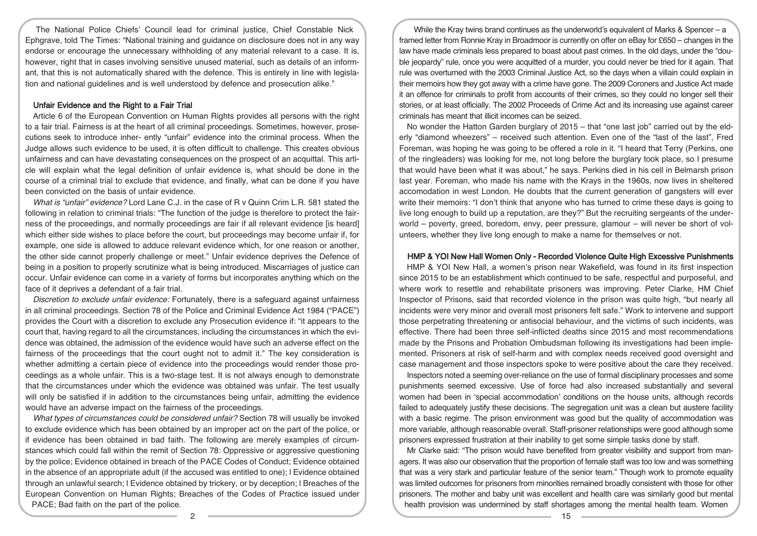The National Police Chiefs' Council lead for criminal justice, Chief Constable Nick Ephgrave, told The Times: "National training and guidance on disclosure does not in any way endorse or encourage the unnecessary withholding of any material relevant to a case. It is, however, right that in cases involving sensitive unused material, such as details of an informant, that this is not automatically shared with the defence. This is entirely in line with legislation and national guidelines and is well understood by defence and prosecution alike."

## Unfair Evidence and the Right to a Fair Trial

Article 6 of the European Convention on Human Rights provides all persons with the right to a fair trial. Fairness is at the heart of all criminal proceedings. Sometimes, however, prosecutions seek to introduce inher- ently "unfair" evidence into the criminal process. When the Judge allows such evidence to be used, it is often difficult to challenge. This creates obvious unfairness and can have devastating consequences on the prospect of an acquittal. This article will explain what the legal definition of unfair evidence is, what should be done in the course of a criminal trial to exclude that evidence, and finally, what can be done if you have been convicted on the basis of unfair evidence.

*What is "unfair" evidence?* Lord Lane C.J. in the case of R v Quinn Crim L.R. 581 stated the following in relation to criminal trials: "The function of the judge is therefore to protect the fairness of the proceedings, and normally proceedings are fair if all relevant evidence [is heard] which either side wishes to place before the court, but proceedings may become unfair if, for example, one side is allowed to adduce relevant evidence which, for one reason or another, the other side cannot properly challenge or meet." Unfair evidence deprives the Defence of being in a position to properly scrutinize what is being introduced. Miscarriages of justice can occur. Unfair evidence can come in a variety of forms but incorporates anything which on the face of it deprives a defendant of a fair trial.

*Discretion to exclude unfair evidence:* Fortunately, there is a safeguard against unfairness in all criminal proceedings. Section 78 of the Police and Criminal Evidence Act 1984 ("PACE") provides the Court with a discretion to exclude any Prosecution evidence if: "it appears to the court that, having regard to all the circumstances, including the circumstances in which the evidence was obtained, the admission of the evidence would have such an adverse effect on the fairness of the proceedings that the court ought not to admit it." The key consideration is whether admitting a certain piece of evidence into the proceedings would render those proceedings as a whole unfair. This is a two-stage test. It is not always enough to demonstrate that the circumstances under which the evidence was obtained was unfair. The test usually will only be satisfied if in addition to the circumstances being unfair, admitting the evidence would have an adverse impact on the fairness of the proceedings.

*What types of circumstances could be considered unfair?* Section 78 will usually be invoked to exclude evidence which has been obtained by an improper act on the part of the police, or if evidence has been obtained in bad faith. The following are merely examples of circumstances which could fall within the remit of Section 78: Oppressive or aggressive questioning by the police; Evidence obtained in breach of the PACE Codes of Conduct; Evidence obtained in the absence of an appropriate adult (if the accused was entitled to one); l Evidence obtained through an unlawful search; l Evidence obtained by trickery, or by deception; l Breaches of the European Convention on Human Rights; Breaches of the Codes of Practice issued under PACE; Bad faith on the part of the police.

While the Kray twins brand continues as the underworld's equivalent of Marks & Spencer – a framed letter from Ronnie Kray in Broadmoor is currently on offer on eBay for £650 – changes in the law have made criminals less prepared to boast about past crimes. In the old days, under the "double jeopardy" rule, once you were acquitted of a murder, you could never be tried for it again. That rule was overturned with the 2003 Criminal Justice Act, so the days when a villain could explain in their memoirs how they got away with a crime have gone. The 2009 Coroners and Justice Act made it an offence for criminals to profit from accounts of their crimes, so they could no longer sell their stories, or at least officially. The 2002 Proceeds of Crime Act and its increasing use against career criminals has meant that illicit incomes can be seized.

No wonder the Hatton Garden burglary of 2015 – that "one last job" carried out by the elderly "diamond wheezers" – received such attention. Even one of the "last of the last", Fred Foreman, was hoping he was going to be offered a role in it. "I heard that Terry (Perkins, one of the ringleaders) was looking for me, not long before the burglary took place, so I presume that would have been what it was about," he says. Perkins died in his cell in Belmarsh prison last year. Foreman, who made his name with the Krays in the 1960s, now lives in sheltered accomodation in west London. He doubts that the current generation of gangsters will ever write their memoirs: "I don't think that anyone who has turned to crime these days is going to live long enough to build up a reputation, are they?" But the recruiting sergeants of the underworld – poverty, greed, boredom, envy, peer pressure, glamour – will never be short of volunteers, whether they live long enough to make a name for themselves or not.

## HMP & YOI New Hall Women Only - Recorded Violence Quite High Excessive Punishments

HMP & YOI New Hall, a women's prison near Wakefield, was found in its first inspection since 2015 to be an establishment which continued to be safe, respectful and purposeful, and where work to resettle and rehabilitate prisoners was improving. Peter Clarke, HM Chief Inspector of Prisons, said that recorded violence in the prison was quite high, "but nearly all incidents were very minor and overall most prisoners felt safe." Work to intervene and support those perpetrating threatening or antisocial behaviour, and the victims of such incidents, was effective. There had been three self-inflicted deaths since 2015 and most recommendations made by the Prisons and Probation Ombudsman following its investigations had been implemented. Prisoners at risk of self-harm and with complex needs received good oversight and case management and those inspectors spoke to were positive about the care they received.

Inspectors noted a seeming over-reliance on the use of formal disciplinary processes and some punishments seemed excessive. Use of force had also increased substantially and several women had been in 'special accommodation' conditions on the house units, although records failed to adequately justify these decisions. The segregation unit was a clean but austere facility with a basic regime. The prison environment was good but the quality of accommodation was more variable, although reasonable overall. Staff-prisoner relationships were good although some prisoners expressed frustration at their inability to get some simple tasks done by staff.

Mr Clarke said: "The prison would have benefited from greater visibility and support from managers. It was also our observation that the proportion of female staff was too low and was something that was a very stark and particular feature of the senior team." Though work to promote equality was limited outcomes for prisoners from minorities remained broadly consistent with those for other prisoners. The mother and baby unit was excellent and health care was similarly good but mental health provision was undermined by staff shortages among the mental health team. Women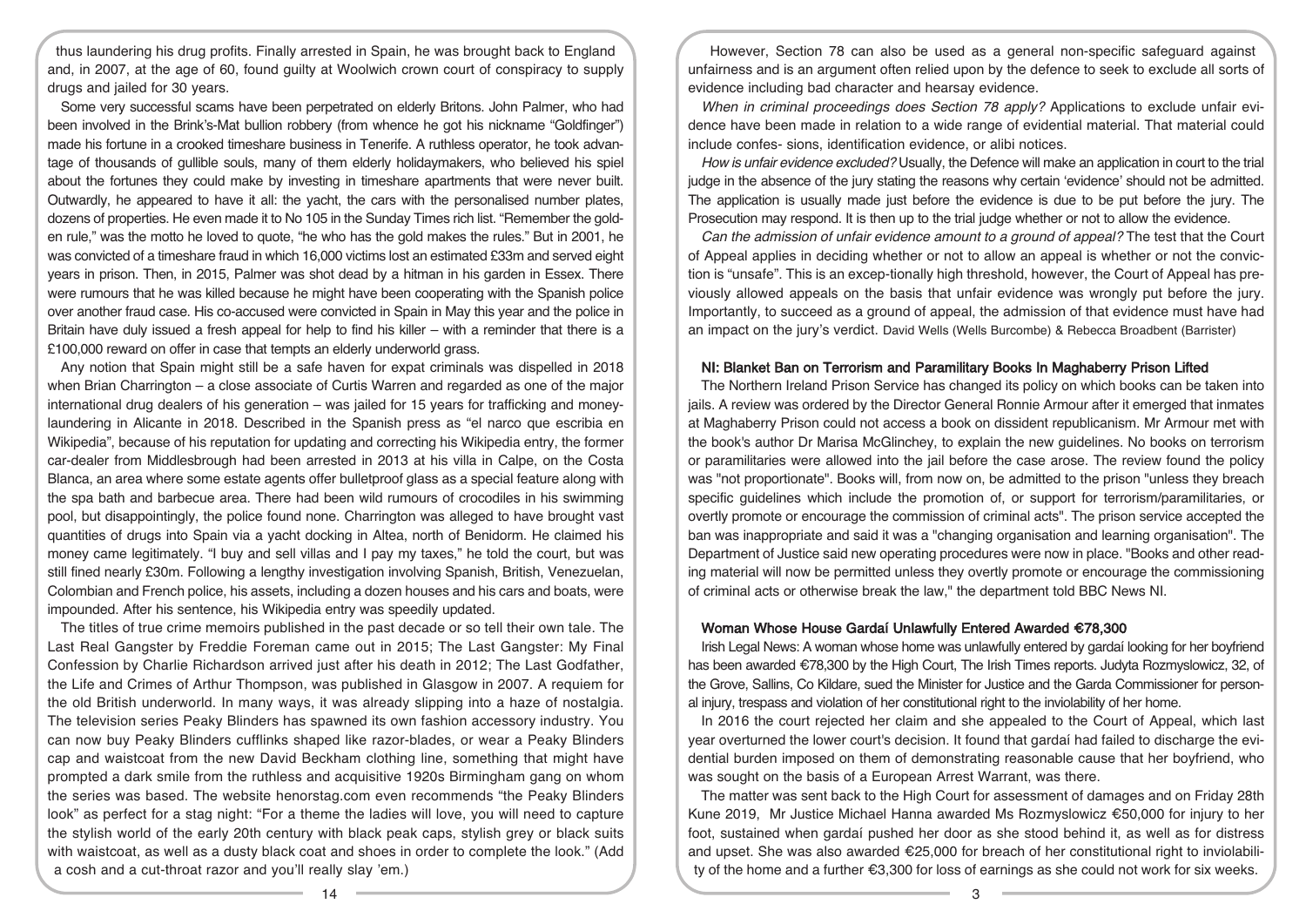thus laundering his drug profits. Finally arrested in Spain, he was brought back to England and, in 2007, at the age of 60, found guilty at Woolwich crown court of conspiracy to supply drugs and jailed for 30 years.

Some very successful scams have been perpetrated on elderly Britons. John Palmer, who had been involved in the Brink's-Mat bullion robbery (from whence he got his nickname "Goldfinger") made his fortune in a crooked timeshare business in Tenerife. A ruthless operator, he took advantage of thousands of gullible souls, many of them elderly holidaymakers, who believed his spiel about the fortunes they could make by investing in timeshare apartments that were never built. Outwardly, he appeared to have it all: the yacht, the cars with the personalised number plates, dozens of properties. He even made it to No 105 in the Sunday Times rich list. "Remember the golden rule," was the motto he loved to quote, "he who has the gold makes the rules." But in 2001, he was convicted of a timeshare fraud in which 16,000 victims lost an estimated £33m and served eight years in prison. Then, in 2015, Palmer was shot dead by a hitman in his garden in Essex. There were rumours that he was killed because he might have been cooperating with the Spanish police over another fraud case. His co-accused were convicted in Spain in May this year and the police in Britain have duly issued a fresh appeal for help to find his killer – with a reminder that there is a £100,000 reward on offer in case that tempts an elderly underworld grass.

Any notion that Spain might still be a safe haven for expat criminals was dispelled in 2018 when Brian Charrington – a close associate of Curtis Warren and regarded as one of the major international drug dealers of his generation – was jailed for 15 years for trafficking and money-laundering in Alicante in 2018. Described in the Spanish press as "el narco que escribia en Wikipedia", because of his reputation for updating and correcting his Wikipedia entry, the former car-dealer from Middlesbrough had been arrested in 2013 at his villa in Calpe, on the Costa Blanca, an area where some estate agents offer bulletproof glass as a special feature along with the spa bath and barbecue area. There had been wild rumours of crocodiles in his swimming pool, but disappointingly, the police found none. Charrington was alleged to have brought vast quantities of drugs into Spain via a yacht docking in Altea, north of Benidorm. He claimed his money came legitimately. "I buy and sell villas and I pay my taxes," he told the court, but was still fined nearly £30m. Following a lengthy investigation involving Spanish, British, Venezuelan, Colombian and French police, his assets, including a dozen houses and his cars and boats, were impounded. After his sentence, his Wikipedia entry was speedily updated.

The titles of true crime memoirs published in the past decade or so tell their own tale. The Last Real Gangster by Freddie Foreman came out in 2015; The Last Gangster: My Final Confession by Charlie Richardson arrived just after his death in 2012; The Last Godfather, the Life and Crimes of Arthur Thompson, was published in Glasgow in 2007. A requiem for the old British underworld. In many ways, it was already slipping into a haze of nostalgia. The television series Peaky Blinders has spawned its own fashion accessory industry. You can now buy Peaky Blinders cufflinks shaped like razor-blades, or wear a Peaky Blinders cap and waistcoat from the new David Beckham clothing line, something that might have prompted a dark smile from the ruthless and acquisitive 1920s Birmingham gang on whom the series was based. The website henorstag.com even recommends "the Peaky Blinders look" as perfect for a stag night: "For a theme the ladies will love, you will need to capture the stylish world of the early 20th century with black peak caps, stylish grey or black suits with waistcoat, as well as a dusty black coat and shoes in order to complete the look." (Add a cosh and a cut-throat razor and you'll really slay 'em.)

However, Section 78 can also be used as a general non-specific safeguard against unfairness and is an argument often relied upon by the defence to seek to exclude all sorts of evidence including bad character and hearsay evidence.

*When in criminal proceedings does Section 78 apply?* Applications to exclude unfair evidence have been made in relation to a wide range of evidential material. That material could include confes- sions, identification evidence, or alibi notices.

*How is unfair evidence excluded?* Usually, the Defence will make an application in court to the trial judge in the absence of the jury stating the reasons why certain 'evidence' should not be admitted. The application is usually made just before the evidence is due to be put before the jury. The Prosecution may respond. It is then up to the trial judge whether or not to allow the evidence.

*Can the admission of unfair evidence amount to a ground of appeal?* The test that the Court of Appeal applies in deciding whether or not to allow an appeal is whether or not the conviction is "unsafe". This is an excep-tionally high threshold, however, the Court of Appeal has previously allowed appeals on the basis that unfair evidence was wrongly put before the jury. Importantly, to succeed as a ground of appeal, the admission of that evidence must have had an impact on the jury's verdict. David Wells (Wells Burcombe) & Rebecca Broadbent (Barrister)

## NI: Blanket Ban on Terrorism and Paramilitary Books In Maghaberry Prison Lifted

The Northern Ireland Prison Service has changed its policy on which books can be taken into jails. A review was ordered by the Director General Ronnie Armour after it emerged that inmates at Maghaberry Prison could not access a book on dissident republicanism. Mr Armour met with the book's author Dr Marisa McGlinchey, to explain the new guidelines. No books on terrorism or paramilitaries were allowed into the jail before the case arose. The review found the policy was "not proportionate". Books will, from now on, be admitted to the prison "unless they breach specific guidelines which include the promotion of, or support for terrorism/paramilitaries, or overtly promote or encourage the commission of criminal acts". The prison service accepted the ban was inappropriate and said it was a "changing organisation and learning organisation". The Department of Justice said new operating procedures were now in place. "Books and other reading material will now be permitted unless they overtly promote or encourage the commissioning of criminal acts or otherwise break the law," the department told BBC News NI.

## Woman Whose House Gardaí Unlawfully Entered Awarded €78,300

Irish Legal News: A woman whose home was unlawfully entered by gardaí looking for her boyfriend has been awarded €78,300 by the High Court, The Irish Times reports. Judyta Rozmyslowicz, 32, of the Grove, Sallins, Co Kildare, sued the Minister for Justice and the Garda Commissioner for personal injury, trespass and violation of her constitutional right to the inviolability of her home.

In 2016 the court rejected her claim and she appealed to the Court of Appeal, which last year overturned the lower court's decision. It found that gardaí had failed to discharge the evidential burden imposed on them of demonstrating reasonable cause that her boyfriend, who was sought on the basis of a European Arrest Warrant, was there.

The matter was sent back to the High Court for assessment of damages and on Friday 28th Kune 2019, Mr Justice Michael Hanna awarded Ms Rozmyslowicz €50,000 for injury to her foot, sustained when gardaí pushed her door as she stood behind it, as well as for distress and upset. She was also awarded €25,000 for breach of her constitutional right to inviolability of the home and a further €3,300 for loss of earnings as she could not work for six weeks.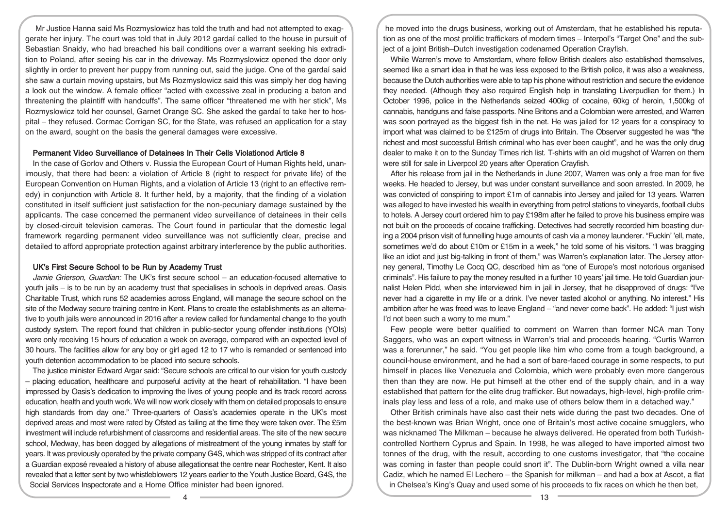Mr Justice Hanna said Ms Rozmyslowicz has told the truth and had not attempted to exaggerate her injury. The court was told that in July 2012 gardaí called to the house in pursuit of Sebastian Snaidy, who had breached his bail conditions over a warrant seeking his extradition to Poland, after seeing his car in the driveway. Ms Rozmyslowicz opened the door only slightly in order to prevent her puppy from running out, said the judge. One of the gardaí said she saw a curtain moving upstairs, but Ms Rozmyslowicz said this was simply her dog having a look out the window. A female officer "acted with excessive zeal in producing a baton and threatening the plaintiff with handcuffs". The same officer "threatened me with her stick", Ms Rozmyslowicz told her counsel, Garnet Orange SC. She asked the gardaí to take her to hospital – they refused. Cormac Corrigan SC, for the State, was refused an application for a stay on the award, sought on the basis the general damages were excessive.

## Permanent Video Surveillance of Detainees In Their Cells Violationod Article 8

In the case of Gorlov and Others v. Russia the European Court of Human Rights held, unanimously, that there had been: a violation of Article 8 (right to respect for private life) of the European Convention on Human Rights, and a violation of Article 13 (right to an effective remedy) in conjunction with Article 8. It further held, by a majority, that the finding of a violation constituted in itself sufficient just satisfaction for the non-pecuniary damage sustained by the applicants. The case concerned the permanent video surveillance of detainees in their cells by closed-circuit television cameras. The Court found in particular that the domestic legal framework regarding permanent video surveillance was not sufficiently clear, precise and detailed to afford appropriate protection against arbitrary interference by the public authorities.

## UK's First Secure School to be Run by Academy Trust

*Jamie Grierson, Guardian:* The UK's first secure school – an education-focused alternative to youth jails – is to be run by an academy trust that specialises in schools in deprived areas. Oasis Charitable Trust, which runs 52 academies across England, will manage the secure school on the site of the Medway secure training centre in Kent. Plans to create the establishments as an alternative to youth jails were announced in 2016 after a review called for fundamental change to the youth custody system. The report found that children in public-sector young offender institutions (YOIs) were only receiving 15 hours of education a week on average, compared with an expected level of 30 hours. The facilities allow for any boy or girl aged 12 to 17 who is remanded or sentenced into youth detention accommodation to be placed into secure schools.

The justice minister Edward Argar said: "Secure schools are critical to our vision for youth custody – placing education, healthcare and purposeful activity at the heart of rehabilitation. "I have been impressed by Oasis's dedication to improving the lives of young people and its track record across education, health and youth work. We will now work closely with them on detailed proposals to ensure high standards from day one." Three-quarters of Oasis's academies operate in the UK's most deprived areas and most were rated by Ofsted as failing at the time they were taken over. The £5m investment will include refurbishment of classrooms and residential areas. The site of the new secure school, Medway, has been dogged by allegations of mistreatment of the young inmates by staff for years. It was previously operated by the private company G4S, which was stripped of its contract after a Guardian exposé revealed a history of abuse allegationsat the centre near Rochester, Kent. It also revealed that a letter sent by two whistleblowers 12 years earlier to the Youth Justice Board, G4S, the Social Services Inspectorate and a Home Office minister had been ignored.

he moved into the drugs business, working out of Amsterdam, that he established his reputation as one of the most prolific traffickers of modern times – Interpol's "Target One" and the subject of a joint British–Dutch investigation codenamed Operation Crayfish.

While Warren's move to Amsterdam, where fellow British dealers also established themselves, seemed like a smart idea in that he was less exposed to the British police, it was also a weakness, because the Dutch authorities were able to tap his phone without restriction and secure the evidence they needed. (Although they also required English help in translating Liverpudlian for them.) In October 1996, police in the Netherlands seized 400kg of cocaine, 60kg of heroin, 1,500kg of cannabis, handguns and false passports. Nine Britons and a Colombian were arrested, and Warren was soon portrayed as the biggest fish in the net. He was jailed for 12 years for a conspiracy to import what was claimed to be £125m of drugs into Britain. The Observer suggested he was "the richest and most successful British criminal who has ever been caught", and he was the only drug dealer to make it on to the Sunday Times rich list. T-shirts with an old mugshot of Warren on them were still for sale in Liverpool 20 years after Operation Crayfish.

After his release from jail in the Netherlands in June 2007, Warren was only a free man for five weeks. He headed to Jersey, but was under constant surveillance and soon arrested. In 2009, he was convicted of conspiring to import £1m of cannabis into Jersey and jailed for 13 years. Warren was alleged to have invested his wealth in everything from petrol stations to vineyards, football clubs to hotels. A Jersey court ordered him to pay £198m after he failed to prove his business empire was not built on the proceeds of cocaine trafficking. Detectives had secretly recorded him boasting during a 2004 prison visit of funnelling huge amounts of cash via a money launderer. "Fuckin' 'ell, mate, sometimes we'd do about £10m or £15m in a week," he told some of his visitors. "I was bragging like an idiot and just big-talking in front of them," was Warren's explanation later. The Jersey attorney general, Timothy Le Cocq QC, described him as "one of Europe's most notorious organised criminals". His failure to pay the money resulted in a further 10 years' jail time. He told Guardian journalist Helen Pidd, when she interviewed him in jail in Jersey, that he disapproved of drugs: "I've never had a cigarette in my life or a drink. I've never tasted alcohol or anything. No interest." His ambition after he was freed was to leave England – "and never come back". He added: "I just wish I'd not been such a worry to me mum."

Few people were better qualified to comment on Warren than former NCA man Tony Saggers, who was an expert witness in Warren's trial and proceeds hearing. "Curtis Warren was a forerunner," he said. "You get people like him who come from a tough background, a council-house environment, and he had a sort of bare-faced courage in some respects, to put himself in places like Venezuela and Colombia, which were probably even more dangerous then than they are now. He put himself at the other end of the supply chain, and in a way established that pattern for the elite drug trafficker. But nowadays, high-level, high-profile criminals play less and less of a role, and make use of others below them in a detached way."

Other British criminals have also cast their nets wide during the past two decades. One of the best-known was Brian Wright, once one of Britain's most active cocaine smugglers, who was nicknamed The Milkman – because he always delivered. He operated from both Turkish-controlled Northern Cyprus and Spain. In 1998, he was alleged to have imported almost two tonnes of the drug, with the result, according to one customs investigator, that "the cocaine was coming in faster than people could snort it". The Dublin-born Wright owned a villa near Cadiz, which he named El Lechero – the Spanish for milkman – and had a box at Ascot, a flat in Chelsea's King's Quay and used some of his proceeds to fix races on which he then bet,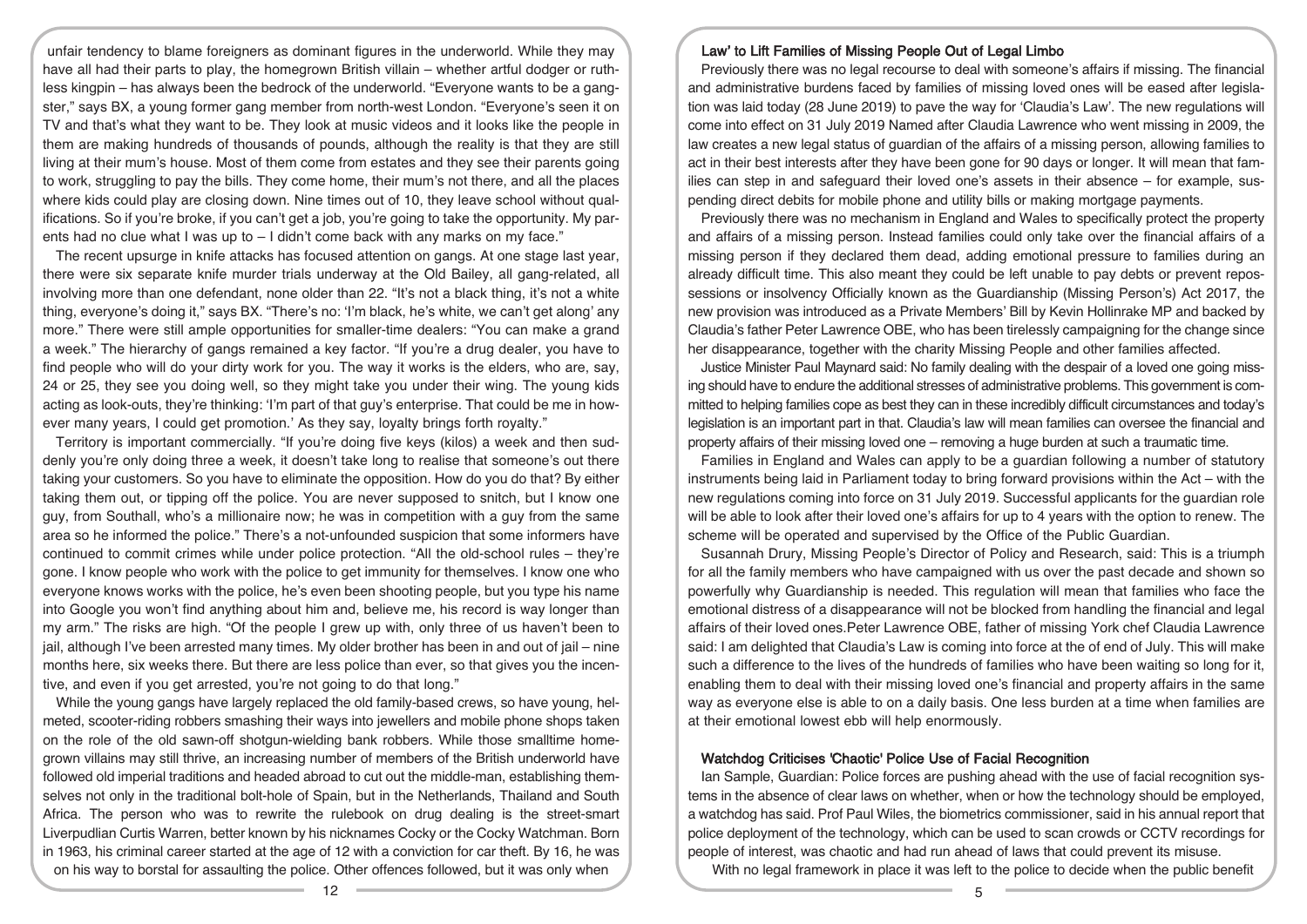unfair tendency to blame foreigners as dominant figures in the underworld. While they may have all had their parts to play, the homegrown British villain – whether artful dodger or ruthless kingpin – has always been the bedrock of the underworld. "Everyone wants to be a gangster," says BX, a young former gang member from north-west London. "Everyone's seen it on TV and that's what they want to be. They look at music videos and it looks like the people in them are making hundreds of thousands of pounds, although the reality is that they are still living at their mum's house. Most of them come from estates and they see their parents going to work, struggling to pay the bills. They come home, their mum's not there, and all the places where kids could play are closing down. Nine times out of 10, they leave school without qualifications. So if you're broke, if you can't get a job, you're going to take the opportunity. My parents had no clue what I was up to – I didn't come back with any marks on my face."

The recent upsurge in knife attacks has focused attention on gangs. At one stage last year, there were six separate knife murder trials underway at the Old Bailey, all gang-related, all involving more than one defendant, none older than 22. "It's not a black thing, it's not a white thing, everyone's doing it," says BX. "There's no: 'I'm black, he's white, we can't get along' any more." There were still ample opportunities for smaller-time dealers: "You can make a grand a week." The hierarchy of gangs remained a key factor. "If you're a drug dealer, you have to find people who will do your dirty work for you. The way it works is the elders, who are, say, 24 or 25, they see you doing well, so they might take you under their wing. The young kids acting as look-outs, they're thinking: 'I'm part of that guy's enterprise. That could be me in however many years, I could get promotion.' As they say, loyalty brings forth royalty."

Territory is important commercially. "If you're doing five keys (kilos) a week and then suddenly you're only doing three a week, it doesn't take long to realise that someone's out there taking your customers. So you have to eliminate the opposition. How do you do that? By either taking them out, or tipping off the police. You are never supposed to snitch, but I know one guy, from Southall, who's a millionaire now; he was in competition with a guy from the same area so he informed the police." There's a not-unfounded suspicion that some informers have continued to commit crimes while under police protection. "All the old-school rules – they're gone. I know people who work with the police to get immunity for themselves. I know one who everyone knows works with the police, he's even been shooting people, but you type his name into Google you won't find anything about him and, believe me, his record is way longer than my arm." The risks are high. "Of the people I grew up with, only three of us haven't been to jail, although I've been arrested many times. My older brother has been in and out of jail – nine months here, six weeks there. But there are less police than ever, so that gives you the incentive, and even if you get arrested, you're not going to do that long."

While the young gangs have largely replaced the old family-based crews, so have young, helmeted, scooter-riding robbers smashing their ways into jewellers and mobile phone shops taken on the role of the old sawn-off shotgun-wielding bank robbers. While those smalltime homegrown villains may still thrive, an increasing number of members of the British underworld have followed old imperial traditions and headed abroad to cut out the middle-man, establishing themselves not only in the traditional bolt-hole of Spain, but in the Netherlands, Thailand and South Africa. The person who was to rewrite the rulebook on drug dealing is the street-smart Liverpudlian Curtis Warren, better known by his nicknames Cocky or the Cocky Watchman. Born in 1963, his criminal career started at the age of 12 with a conviction for car theft. By 16, he was on his way to borstal for assaulting the police. Other offences followed, but it was only when

### Law' to Lift Families of Missing People Out of Legal Limbo

Previously there was no legal recourse to deal with someone's affairs if missing. The financial and administrative burdens faced by families of missing loved ones will be eased after legislation was laid today (28 June 2019) to pave the way for 'Claudia's Law'. The new regulations will come into effect on 31 July 2019 Named after Claudia Lawrence who went missing in 2009, the law creates a new legal status of guardian of the affairs of a missing person, allowing families to act in their best interests after they have been gone for 90 days or longer. It will mean that families can step in and safeguard their loved one's assets in their absence – for example, suspending direct debits for mobile phone and utility bills or making mortgage payments.

Previously there was no mechanism in England and Wales to specifically protect the property and affairs of a missing person. Instead families could only take over the financial affairs of a missing person if they declared them dead, adding emotional pressure to families during an already difficult time. This also meant they could be left unable to pay debts or prevent repossessions or insolvency Officially known as the Guardianship (Missing Person's) Act 2017, the new provision was introduced as a Private Members' Bill by Kevin Hollinrake MP and backed by Claudia's father Peter Lawrence OBE, who has been tirelessly campaigning for the change since her disappearance, together with the charity Missing People and other families affected.

Justice Minister Paul Maynard said: No family dealing with the despair of a loved one going missing should have to endure the additional stresses of administrative problems. This government is committed to helping families cope as best they can in these incredibly difficult circumstances and today's legislation is an important part in that. Claudia's law will mean families can oversee the financial and property affairs of their missing loved one – removing a huge burden at such a traumatic time.

Families in England and Wales can apply to be a guardian following a number of statutory instruments being laid in Parliament today to bring forward provisions within the Act – with the new regulations coming into force on 31 July 2019. Successful applicants for the guardian role will be able to look after their loved one's affairs for up to 4 years with the option to renew. The scheme will be operated and supervised by the Office of the Public Guardian.

Susannah Drury, Missing People's Director of Policy and Research, said: This is a triumph for all the family members who have campaigned with us over the past decade and shown so powerfully why Guardianship is needed. This regulation will mean that families who face the emotional distress of a disappearance will not be blocked from handling the financial and legal affairs of their loved ones.Peter Lawrence OBE, father of missing York chef Claudia Lawrence said: I am delighted that Claudia's Law is coming into force at the of end of July. This will make such a difference to the lives of the hundreds of families who have been waiting so long for it, enabling them to deal with their missing loved one's financial and property affairs in the same way as everyone else is able to on a daily basis. One less burden at a time when families are at their emotional lowest ebb will help enormously.

### Watchdog Criticises 'Chaotic' Police Use of Facial Recognition

Ian Sample, Guardian: Police forces are pushing ahead with the use of facial recognition systems in the absence of clear laws on whether, when or how the technology should be employed, a watchdog has said. Prof Paul Wiles, the biometrics commissioner, said in his annual report that police deployment of the technology, which can be used to scan crowds or CCTV recordings for people of interest, was chaotic and had run ahead of laws that could prevent its misuse.

With no legal framework in place it was left to the police to decide when the public benefit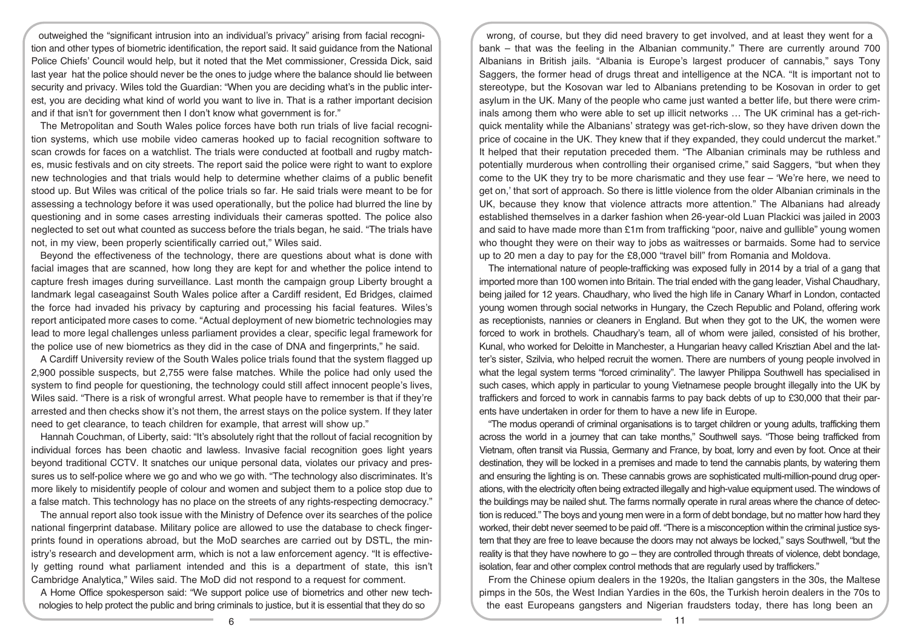outweighed the "significant intrusion into an individual's privacy" arising from facial recognition and other types of biometric identification, the report said. It said guidance from the National Police Chiefs' Council would help, but it noted that the Met commissioner, Cressida Dick, said last year hat the police should never be the ones to judge where the balance should lie between security and privacy. Wiles told the Guardian: "When you are deciding what's in the public interest, you are deciding what kind of world you want to live in. That is a rather important decision and if that isn't for government then I don't know what government is for."

The Metropolitan and South Wales police forces have both run trials of live facial recognition systems, which use mobile video cameras hooked up to facial recognition software to scan crowds for faces on a watchlist. The trials were conducted at football and rugby matches, music festivals and on city streets. The report said the police were right to want to explore new technologies and that trials would help to determine whether claims of a public benefit stood up. But Wiles was critical of the police trials so far. He said trials were meant to be for assessing a technology before it was used operationally, but the police had blurred the line by questioning and in some cases arresting individuals their cameras spotted. The police also neglected to set out what counted as success before the trials began, he said. "The trials have not, in my view, been properly scientifically carried out," Wiles said.

Beyond the effectiveness of the technology, there are questions about what is done with facial images that are scanned, how long they are kept for and whether the police intend to capture fresh images during surveillance. Last month the campaign group Liberty brought a landmark legal caseagainst South Wales police after a Cardiff resident, Ed Bridges, claimed the force had invaded his privacy by capturing and processing his facial features. Wiles's report anticipated more cases to come. "Actual deployment of new biometric technologies may lead to more legal challenges unless parliament provides a clear, specific legal framework for the police use of new biometrics as they did in the case of DNA and fingerprints," he said.

A Cardiff University review of the South Wales police trials found that the system flagged up 2,900 possible suspects, but 2,755 were false matches. While the police had only used the system to find people for questioning, the technology could still affect innocent people's lives, Wiles said. "There is a risk of wrongful arrest. What people have to remember is that if they're arrested and then checks show it's not them, the arrest stays on the police system. If they later need to get clearance, to teach children for example, that arrest will show up."

Hannah Couchman, of Liberty, said: "It's absolutely right that the rollout of facial recognition by individual forces has been chaotic and lawless. Invasive facial recognition goes light years beyond traditional CCTV. It snatches our unique personal data, violates our privacy and pressures us to self-police where we go and who we go with. "The technology also discriminates. It's more likely to misidentify people of colour and women and subject them to a police stop due to a false match. This technology has no place on the streets of any rights-respecting democracy."

The annual report also took issue with the Ministry of Defence over its searches of the police national fingerprint database. Military police are allowed to use the database to check fingerprints found in operations abroad, but the MoD searches are carried out by DSTL, the ministry's research and development arm, which is not a law enforcement agency. "It is effectively getting round what parliament intended and this is a department of state, this isn't Cambridge Analytica," Wiles said. The MoD did not respond to a request for comment.

A Home Office spokesperson said: "We support police use of biometrics and other new technologies to help protect the public and bring criminals to justice, but it is essential that they do so

wrong, of course, but they did need bravery to get involved, and at least they went for a bank – that was the feeling in the Albanian community." There are currently around 700 Albanians in British jails. "Albania is Europe's largest producer of cannabis," says Tony Saggers, the former head of drugs threat and intelligence at the NCA. "It is important not to stereotype, but the Kosovan war led to Albanians pretending to be Kosovan in order to get asylum in the UK. Many of the people who came just wanted a better life, but there were criminals among them who were able to set up illicit networks … The UK criminal has a get-rich-quick mentality while the Albanians' strategy was get-rich-slow, so they have driven down the price of cocaine in the UK. They knew that if they expanded, they could undercut the market." It helped that their reputation preceded them. "The Albanian criminals may be ruthless and potentially murderous when controlling their organised crime," said Saggers, "but when they come to the UK they try to be more charismatic and they use fear – 'We're here, we need to get on,' that sort of approach. So there is little violence from the older Albanian criminals in the UK, because they know that violence attracts more attention." The Albanians had already established themselves in a darker fashion when 26-year-old Luan Plackici was jailed in 2003 and said to have made more than £1m from trafficking "poor, naive and gullible" young women who thought they were on their way to jobs as waitresses or barmaids. Some had to service up to 20 men a day to pay for the £8,000 "travel bill" from Romania and Moldova.

The international nature of people-trafficking was exposed fully in 2014 by a trial of a gang that imported more than 100 women into Britain. The trial ended with the gang leader, Vishal Chaudhary, being jailed for 12 years. Chaudhary, who lived the high life in Canary Wharf in London, contacted young women through social networks in Hungary, the Czech Republic and Poland, offering work as receptionists, nannies or cleaners in England. But when they got to the UK, the women were forced to work in brothels. Chaudhary's team, all of whom were jailed, consisted of his brother, Kunal, who worked for Deloitte in Manchester, a Hungarian heavy called Krisztian Abel and the latter's sister, Szilvia, who helped recruit the women. There are numbers of young people involved in what the legal system terms "forced criminality". The lawyer Philippa Southwell has specialised in such cases, which apply in particular to young Vietnamese people brought illegally into the UK by traffickers and forced to work in cannabis farms to pay back debts of up to £30,000 that their parents have undertaken in order for them to have a new life in Europe.

"The modus operandi of criminal organisations is to target children or young adults, trafficking them across the world in a journey that can take months," Southwell says. "Those being trafficked from Vietnam, often transit via Russia, Germany and France, by boat, lorry and even by foot. Once at their destination, they will be locked in a premises and made to tend the cannabis plants, by watering them and ensuring the lighting is on. These cannabis grows are sophisticated multi-million-pound drug operations, with the electricity often being extracted illegally and high-value equipment used. The windows of the buildings may be nailed shut. The farms normally operate in rural areas where the chance of detection is reduced." The boys and young men were in a form of debt bondage, but no matter how hard they worked, their debt never seemed to be paid off. "There is a misconception within the criminal justice system that they are free to leave because the doors may not always be locked," says Southwell, "but the reality is that they have nowhere to go – they are controlled through threats of violence, debt bondage, isolation, fear and other complex control methods that are regularly used by traffickers."

From the Chinese opium dealers in the 1920s, the Italian gangsters in the 30s, the Maltese pimps in the 50s, the West Indian Yardies in the 60s, the Turkish heroin dealers in the 70s to the east Europeans gangsters and Nigerian fraudsters today, there has long been an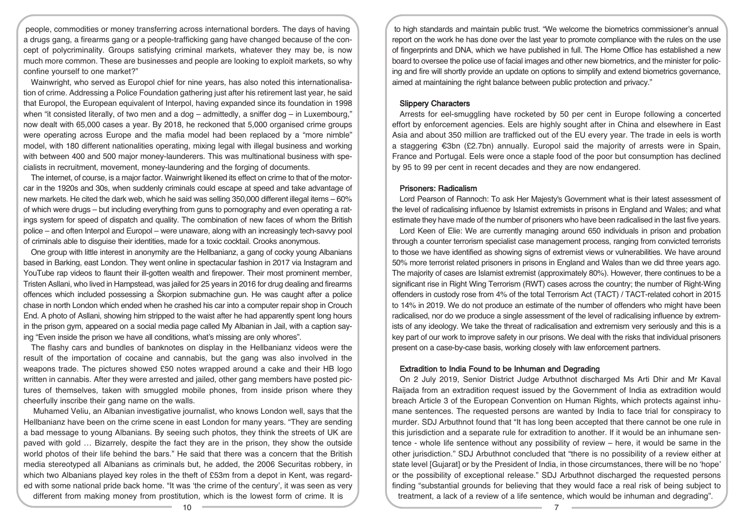people, commodities or money transferring across international borders. The days of having a drugs gang, a firearms gang or a people-trafficking gang have changed because of the concept of polycriminality. Groups satisfying criminal markets, whatever they may be, is now much more common. These are businesses and people are looking to exploit markets, so why confine yourself to one market?"

Wainwright, who served as Europol chief for nine years, has also noted this internationalisation of crime. Addressing a Police Foundation gathering just after his retirement last year, he said that Europol, the European equivalent of Interpol, having expanded since its foundation in 1998 when "it consisted literally, of two men and a dog – admittedly, a sniffer dog – in Luxembourg," now dealt with 65,000 cases a year. By 2018, he reckoned that 5,000 organised crime groups were operating across Europe and the mafia model had been replaced by a "more nimble" model, with 180 different nationalities operating, mixing legal with illegal business and working with between 400 and 500 major money-launderers. This was multinational business with specialists in recruitment, movement, money-laundering and the forging of documents.

The internet, of course, is a major factor. Wainwright likened its effect on crime to that of the motorcar in the 1920s and 30s, when suddenly criminals could escape at speed and take advantage of new markets. He cited the dark web, which he said was selling 350,000 different illegal items – 60% of which were drugs – but including everything from guns to pornography and even operating a ratings system for speed of dispatch and quality. The combination of new faces of whom the British police – and often Interpol and Europol – were unaware, along with an increasingly tech-savvy pool of criminals able to disguise their identities, made for a toxic cocktail. Crooks anonymous.

One group with little interest in anonymity are the Hellbanianz, a gang of cocky young Albanians based in Barking, east London. They went online in spectacular fashion in 2017 via Instagram and YouTube rap videos to flaunt their ill-gotten wealth and firepower. Their most prominent member, Tristen Asllani, who lived in Hampstead, was jailed for 25 years in 2016 for drug dealing and firearms offences which included possessing a Škorpion submachine gun. He was caught after a police chase in north London which ended when he crashed his car into a computer repair shop in Crouch End. A photo of Asllani, showing him stripped to the waist after he had apparently spent long hours in the prison gym, appeared on a social media page called My Albanian in Jail, with a caption saying "Even inside the prison we have all conditions, what's missing are only whores".

The flashy cars and bundles of banknotes on display in the Hellbanianz videos were the result of the importation of cocaine and cannabis, but the gang was also involved in the weapons trade. The pictures showed £50 notes wrapped around a cake and their HB logo written in cannabis. After they were arrested and jailed, other gang members have posted pictures of themselves, taken with smuggled mobile phones, from inside prison where they cheerfully inscribe their gang name on the walls.

Muhamed Veliu, an Albanian investigative journalist, who knows London well, says that the Hellbanianz have been on the crime scene in east London for many years. "They are sending a bad message to young Albanians. By seeing such photos, they think the streets of UK are paved with gold … Bizarrely, despite the fact they are in the prison, they show the outside world photos of their life behind the bars." He said that there was a concern that the British media stereotyped all Albanians as criminals but, he added, the 2006 Securitas robbery, in which two Albanians played key roles in the theft of £53m from a depot in Kent, was regarded with some national pride back home. "It was 'the crime of the century', it was seen as very different from making money from prostitution, which is the lowest form of crime. It is

to high standards and maintain public trust. "We welcome the biometrics commissioner's annual report on the work he has done over the last year to promote compliance with the rules on the use of fingerprints and DNA, which we have published in full. The Home Office has established a new board to oversee the police use of facial images and other new biometrics, and the minister for policing and fire will shortly provide an update on options to simplify and extend biometrics governance, aimed at maintaining the right balance between public protection and privacy."

### Slippery Characters

Arrests for eel-smuggling have rocketed by 50 per cent in Europe following a concerted effort by enforcement agencies. Eels are highly sought after in China and elsewhere in East Asia and about 350 million are trafficked out of the EU every year. The trade in eels is worth a staggering €3bn (£2.7bn) annually. Europol said the majority of arrests were in Spain, France and Portugal. Eels were once a staple food of the poor but consumption has declined by 95 to 99 per cent in recent decades and they are now endangered.

### Prisoners: Radicalism

Lord Pearson of Rannoch: To ask Her Majesty's Government what is their latest assessment of the level of radicalising influence by Islamist extremists in prisons in England and Wales; and what estimate they have made of the number of prisoners who have been radicalised in the last five years.

Lord Keen of Elie: We are currently managing around 650 individuals in prison and probation through a counter terrorism specialist case management process, ranging from convicted terrorists to those we have identified as showing signs of extremist views or vulnerabilities. We have around 50% more terrorist related prisoners in prisons in England and Wales than we did three years ago. The majority of cases are Islamist extremist (approximately 80%). However, there continues to be a significant rise in Right Wing Terrorism (RWT) cases across the country; the number of Right-Wing offenders in custody rose from 4% of the total Terrorism Act (TACT) / TACT-related cohort in 2015 to 14% in 2019. We do not produce an estimate of the number of offenders who might have been radicalised, nor do we produce a single assessment of the level of radicalising influence by extremists of any ideology. We take the threat of radicalisation and extremism very seriously and this is a key part of our work to improve safety in our prisons. We deal with the risks that individual prisoners present on a case-by-case basis, working closely with law enforcement partners.

### Extradition to India Found to be Inhuman and Degrading

On 2 July 2019, Senior District Judge Arbuthnot discharged Ms Arti Dhir and Mr Kaval Raijada from an extradition request issued by the Government of India as extradition would breach Article 3 of the European Convention on Human Rights, which protects against inhumane sentences. The requested persons are wanted by India to face trial for conspiracy to murder. SDJ Arbuthnot found that "It has long been accepted that there cannot be one rule in this jurisdiction and a separate rule for extradition to another. If it would be an inhumane sentence - whole life sentence without any possibility of review – here, it would be same in the other jurisdiction." SDJ Arbuthnot concluded that "there is no possibility of a review either at state level [Gujarat] or by the President of India, in those circumstances, there will be no 'hope' or the possibility of exceptional release." SDJ Arbuthnot discharged the requested persons finding "substantial grounds for believing that they would face a real risk of being subject to treatment, a lack of a review of a life sentence, which would be inhuman and degrading".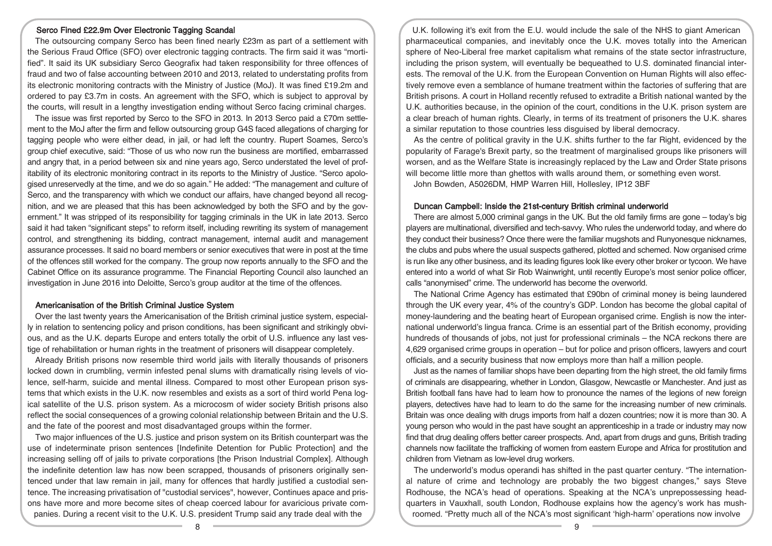### Serco Fined £22.9m Over Electronic Tagging Scandal

The outsourcing company Serco has been fined nearly £23m as part of a settlement with the Serious Fraud Office (SFO) over electronic tagging contracts. The firm said it was "mortified". It said its UK subsidiary Serco Geografix had taken responsibility for three offences of fraud and two of false accounting between 2010 and 2013, related to understating profits from its electronic monitoring contracts with the Ministry of Justice (MoJ). It was fined £19.2m and ordered to pay £3.7m in costs. An agreement with the SFO, which is subject to approval by the courts, will result in a lengthy investigation ending without Serco facing criminal charges.

The issue was first reported by Serco to the SFO in 2013. In 2013 Serco paid a £70m settlement to the MoJ after the firm and fellow outsourcing group G4S faced allegations of charging for tagging people who were either dead, in jail, or had left the country. Rupert Soames, Serco's group chief executive, said: "Those of us who now run the business are mortified, embarrassed and angry that, in a period between six and nine years ago, Serco understated the level of profitability of its electronic monitoring contract in its reports to the Ministry of Justice. "Serco apologised unreservedly at the time, and we do so again." He added: "The management and culture of Serco, and the transparency with which we conduct our affairs, have changed beyond all recognition, and we are pleased that this has been acknowledged by both the SFO and by the government." It was stripped of its responsibility for tagging criminals in the UK in late 2013. Serco said it had taken "significant steps" to reform itself, including rewriting its system of management control, and strengthening its bidding, contract management, internal audit and management assurance processes. It said no board members or senior executives that were in post at the time of the offences still worked for the company. The group now reports annually to the SFO and the Cabinet Office on its assurance programme. The Financial Reporting Council also launched an investigation in June 2016 into Deloitte, Serco's group auditor at the time of the offences.

### Americanisation of the British Criminal Justice System

Over the last twenty years the Americanisation of the British criminal justice system, especially in relation to sentencing policy and prison conditions, has been significant and strikingly obvious, and as the U.K. departs Europe and enters totally the orbit of U.S. influence any last vestige of rehabilitation or human rights in the treatment of prisoners will disappear completely.

Already British prisons now resemble third world jails with literally thousands of prisoners locked down in crumbling, vermin infested penal slums with dramatically rising levels of violence, self-harm, suicide and mental illness. Compared to most other European prison systems that which exists in the U.K. now resembles and exists as a sort of third world Pena logical satellite of the U.S. prison system. As a microcosm of wider society British prisons also reflect the social consequences of a growing colonial relationship between Britain and the U.S. and the fate of the poorest and most disadvantaged groups within the former.

Two major influences of the U.S. justice and prison system on its British counterpart was the use of indeterminate prison sentences [Indefinite Detention for Public Protection] and the increasing selling off of jails to private corporations [the Prison Industrial Complex]. Although the indefinite detention law has now been scrapped, thousands of prisoners originally sentenced under that law remain in jail, many for offences that hardly justified a custodial sentence. The increasing privatisation of "custodial services", however, Continues apace and prisons have more and more become sites of cheap coerced labour for avaricious private companies. During a recent visit to the U.K. U.S. president Trump said any trade deal with the U.K. following it's exit from the E.U. would include the sale of the NHS to giant American pharmaceutical companies, and inevitably once the U.K. moves totally into the American sphere of Neo-Liberal free market capitalism what remains of the state sector infrastructure, including the prison system, will eventually be bequeathed to U.S. dominated financial interests. The removal of the U.K. from the European Convention on Human Rights will also effectively remove even a semblance of humane treatment within the factories of suffering that are British prisons. A court in Holland recently refused to extradite a British national wanted by the U.K. authorities because, in the opinion of the court, conditions in the U.K. prison system are a clear breach of human rights. Clearly, in terms of its treatment of prisoners the U.K. shares a similar reputation to those countries less disguised by liberal democracy.

As the centre of political gravity in the U.K. shifts further to the far Right, evidenced by the popularity of Farage's Brexit party, so the treatment of marginalised groups like prisoners will worsen, and as the Welfare State is increasingly replaced by the Law and Order State prisons will become little more than ghettos with walls around them, or something even worst.

John Bowden, A5026DM, HMP Warren Hill, Hollesley, IP12 3BF

### Duncan Campbell: Inside the 21st-century British criminal underworld

There are almost 5,000 criminal gangs in the UK. But the old family firms are gone – today's big players are multinational, diversified and tech-savvy. Who rules the underworld today, and where do they conduct their business? Once there were the familiar mugshots and Runyonesque nicknames, the clubs and pubs where the usual suspects gathered, plotted and schemed. Now organised crime is run like any other business, and its leading figures look like every other broker or tycoon. We have entered into a world of what Sir Rob Wainwright, until recently Europe's most senior police officer, calls "anonymised" crime. The underworld has become the overworld.

The National Crime Agency has estimated that £90bn of criminal money is being laundered through the UK every year, 4% of the country's GDP. London has become the global capital of money-laundering and the beating heart of European organised crime. English is now the international underworld's lingua franca. Crime is an essential part of the British economy, providing hundreds of thousands of jobs, not just for professional criminals – the NCA reckons there are 4,629 organised crime groups in operation – but for police and prison officers, lawyers and court officials, and a security business that now employs more than half a million people.

Just as the names of familiar shops have been departing from the high street, the old family firms of criminals are disappearing, whether in London, Glasgow, Newcastle or Manchester. And just as British football fans have had to learn how to pronounce the names of the legions of new foreign players, detectives have had to learn to do the same for the increasing number of new criminals. Britain was once dealing with drugs imports from half a dozen countries; now it is more than 30. A young person who would in the past have sought an apprenticeship in a trade or industry may now find that drug dealing offers better career prospects. And, apart from drugs and guns, British trading channels now facilitate the trafficking of women from eastern Europe and Africa for prostitution and children from Vietnam as low-level drug workers.

The underworld's modus operandi has shifted in the past quarter century. "The international nature of crime and technology are probably the two biggest changes," says Steve Rodhouse, the NCA's head of operations. Speaking at the NCA's unprepossessing headquarters in Vauxhall, south London, Rodhouse explains how the agency's work has mushroomed. "Pretty much all of the NCA's most significant 'high-harm' operations now involve